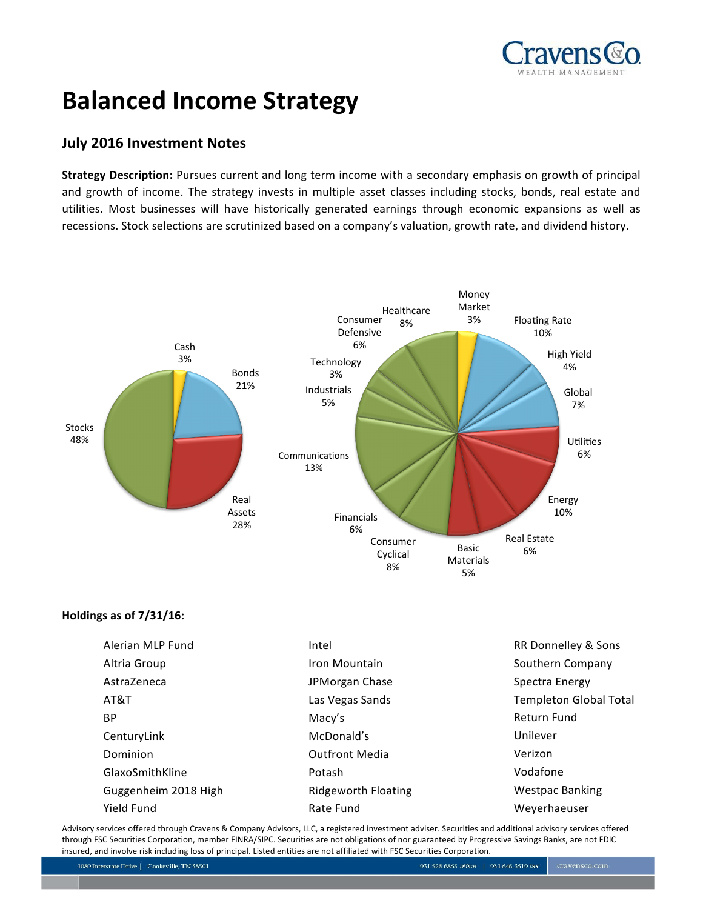# Balanced Income Strategy

## July 2016 Investment Notes

**Strategy Description:** Pursues current and long term income with a secondary emphasis on growth of principal and growth of income. The strategy invests in multiple asset classes including stocks, bonds, real estate and utilities. Most businesses will have historically generated earnings through economic expansions as well as recessions. Stock selections are scrutinized based on a company's valuation, growth rate, and dividend history.

| Asset Class | Allocation |
|---|---|
| Cash | 3% |
| Bonds | 21% |
| Real Assets | 28% |
| Stocks | 48% |

| Sector | Allocation |
|---|---|
| Money Market | 3% |
| Floating Rate | 10% |
| High Yield | 4% |
| Global | 7% |
| Utilities | 6% |
| Energy | 10% |
| Real Estate | 6% |
| Basic Materials | 5% |
| Consumer Cyclical | 8% |
| Financials | 6% |
| Communications | 13% |
| Industrials | 5% |
| Technology | 3% |
| Consumer Defensive | 6% |
| Healthcare | 8% |

**Holdings as of 7/31/16:**

- Alerian MLP Fund
- Altria Group
- AstraZeneca
- AT&T
- BP
- CenturyLink
- Dominion
- GlaxoSmithKline
- Guggenheim 2018 High Yield Fund
- Intel
- Iron Mountain
- JPMorgan Chase
- Las Vegas Sands
- Macy's
- McDonald's
- Outfront Media
- Potash
- Ridgeworth Floating Rate Fund
- RR Donnelley & Sons
- Southern Company
- Spectra Energy
- Templeton Global Total Return Fund
- Unilever
- Verizon
- Vodafone
- Westpac Banking
- Weyerhaeuser

Advisory services offered through Cravens & Company Advisors, LLC, a registered investment adviser. Securities and additional advisory services offered through FSC Securities Corporation, member FINRA/SIPC. Securities are not obligations of nor guaranteed by Progressive Savings Banks, are not FDIC insured, and involve risk including loss of principal. Listed entities are not affiliated with FSC Securities Corporation.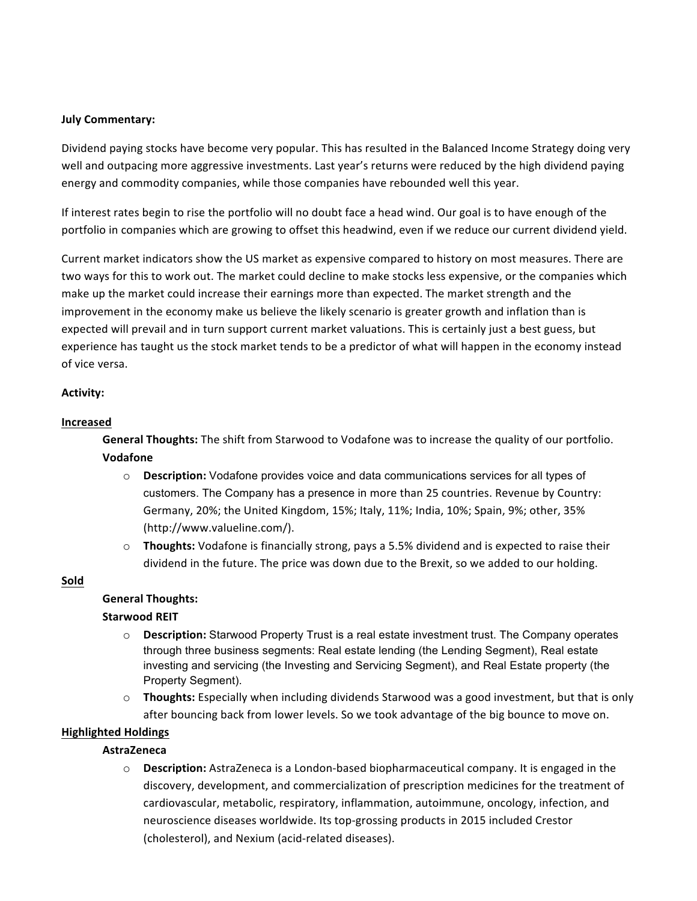**July Commentary:**

Dividend paying stocks have become very popular. This has resulted in the Balanced Income Strategy doing very well and outpacing more aggressive investments. Last year's returns were reduced by the high dividend paying energy and commodity companies, while those companies have rebounded well this year.

If interest rates begin to rise the portfolio will no doubt face a head wind. Our goal is to have enough of the portfolio in companies which are growing to offset this headwind, even if we reduce our current dividend yield.

Current market indicators show the US market as expensive compared to history on most measures. There are two ways for this to work out. The market could decline to make stocks less expensive, or the companies which make up the market could increase their earnings more than expected. The market strength and the improvement in the economy make us believe the likely scenario is greater growth and inflation than is expected will prevail and in turn support current market valuations. This is certainly just a best guess, but experience has taught us the stock market tends to be a predictor of what will happen in the economy instead of vice versa.

**Activity:**

__**Increased**__

**General Thoughts:** The shift from Starwood to Vodafone was to increase the quality of our portfolio.

**Vodafone**

- **Description:** Vodafone provides voice and data communications services for all types of customers. The Company has a presence in more than 25 countries. Revenue by Country: Germany, 20%; the United Kingdom, 15%; Italy, 11%; India, 10%; Spain, 9%; other, 35% (http://www.valueline.com/).
- **Thoughts:** Vodafone is financially strong, pays a 5.5% dividend and is expected to raise their dividend in the future. The price was down due to the Brexit, so we added to our holding.

__**Sold**__

**General Thoughts:**

**Starwood REIT**

- **Description:** Starwood Property Trust is a real estate investment trust. The Company operates through three business segments: Real estate lending (the Lending Segment), Real estate investing and servicing (the Investing and Servicing Segment), and Real Estate property (the Property Segment).
- **Thoughts:** Especially when including dividends Starwood was a good investment, but that is only after bouncing back from lower levels. So we took advantage of the big bounce to move on.

__**Highlighted Holdings**__

**AstraZeneca**

- **Description:** AstraZeneca is a London-based biopharmaceutical company. It is engaged in the discovery, development, and commercialization of prescription medicines for the treatment of cardiovascular, metabolic, respiratory, inflammation, autoimmune, oncology, infection, and neuroscience diseases worldwide. Its top-grossing products in 2015 included Crestor (cholesterol), and Nexium (acid-related diseases).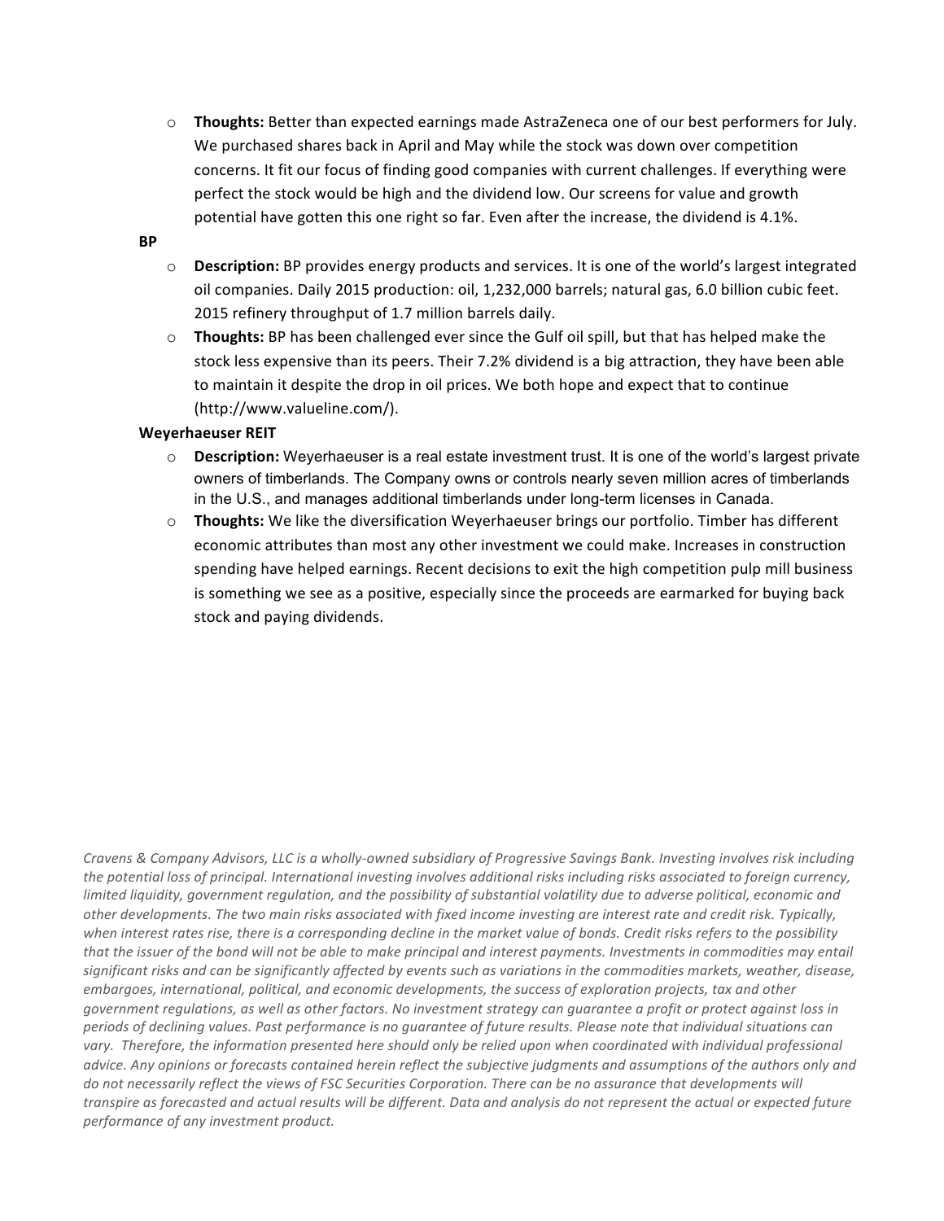- **Thoughts:** Better than expected earnings made AstraZeneca one of our best performers for July. We purchased shares back in April and May while the stock was down over competition concerns. It fit our focus of finding good companies with current challenges. If everything were perfect the stock would be high and the dividend low. Our screens for value and growth potential have gotten this one right so far. Even after the increase, the dividend is 4.1%.

**BP**

- **Description:** BP provides energy products and services. It is one of the world's largest integrated oil companies. Daily 2015 production: oil, 1,232,000 barrels; natural gas, 6.0 billion cubic feet. 2015 refinery throughput of 1.7 million barrels daily.
- **Thoughts:** BP has been challenged ever since the Gulf oil spill, but that has helped make the stock less expensive than its peers. Their 7.2% dividend is a big attraction, they have been able to maintain it despite the drop in oil prices. We both hope and expect that to continue (http://www.valueline.com/).

**Weyerhaeuser REIT**

- **Description:** Weyerhaeuser is a real estate investment trust. It is one of the world's largest private owners of timberlands. The Company owns or controls nearly seven million acres of timberlands in the U.S., and manages additional timberlands under long-term licenses in Canada.
- **Thoughts:** We like the diversification Weyerhaeuser brings our portfolio. Timber has different economic attributes than most any other investment we could make. Increases in construction spending have helped earnings. Recent decisions to exit the high competition pulp mill business is something we see as a positive, especially since the proceeds are earmarked for buying back stock and paying dividends.

*Cravens & Company Advisors, LLC is a wholly-owned subsidiary of Progressive Savings Bank. Investing involves risk including the potential loss of principal. International investing involves additional risks including risks associated to foreign currency, limited liquidity, government regulation, and the possibility of substantial volatility due to adverse political, economic and other developments. The two main risks associated with fixed income investing are interest rate and credit risk. Typically, when interest rates rise, there is a corresponding decline in the market value of bonds. Credit risks refers to the possibility that the issuer of the bond will not be able to make principal and interest payments. Investments in commodities may entail significant risks and can be significantly affected by events such as variations in the commodities markets, weather, disease, embargoes, international, political, and economic developments, the success of exploration projects, tax and other government regulations, as well as other factors. No investment strategy can guarantee a profit or protect against loss in periods of declining values. Past performance is no guarantee of future results. Please note that individual situations can vary. Therefore, the information presented here should only be relied upon when coordinated with individual professional advice. Any opinions or forecasts contained herein reflect the subjective judgments and assumptions of the authors only and do not necessarily reflect the views of FSC Securities Corporation. There can be no assurance that developments will transpire as forecasted and actual results will be different. Data and analysis do not represent the actual or expected future performance of any investment product.*